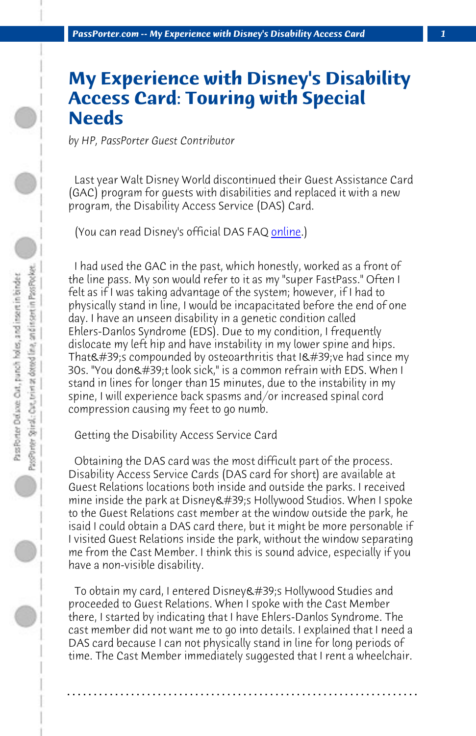# My Experience with Disney's Disability Access Card: Touring with Special Needs

*by HP, PassPorter Guest Contributor*

Last year Walt Disney World discontinued their Guest Assistance Card (GAC) program for guests with disabilities and replaced it with a new program, the Disability Access Service (DAS) Card.

(You can read Disney's official DAS FAQ online.)

I had used the GAC in the past, which honestly, worked as a front of the line pass. My son would refer to it as my "super FastPass." Often I felt as if I was taking advantage of the system; however, if I had to physically stand in line, I would be incapacitated before the end of one day. I have an unseen disability in a genetic condition called Ehlers-Danlos Syndrome (EDS). Due to my condition, I frequently dislocate my left hip and have instability in my lower spine and hips. That&#39;s compounded by osteoarthritis that I&#39;ve had since my 30s. "You don&#39;t look sick," is a common refrain with EDS. When I stand in lines for longer than 15 minutes, due to the instability in my spine, I will experience back spasms and/or increased spinal cord compression causing my feet to go numb.

Getting the Disability Access Service Card

Obtaining the DAS card was the most difficult part of the process. Disability Access Service Cards (DAS card for short) are available at Guest Relations locations both inside and outside the parks. I received mine inside the park at Disney&#39;s Hollywood Studios. When I spoke to the Guest Relations cast member at the window outside the park, he isaid I could obtain a DAS card there, but it might be more personable if I visited Guest Relations inside the park, without the window separating me from the Cast Member. I think this is sound advice, especially if you have a non-visible disability.

To obtain my card, I entered Disney&#39;s Hollywood Studies and proceeded to Guest Relations. When I spoke with the Cast Member there, I started by indicating that I have Ehlers-Danlos Syndrome. The cast member did not want me to go into details. I explained that I need a DAS card because I can not physically stand in line for long periods of time. The Cast Member immediately suggested that I rent a wheelchair.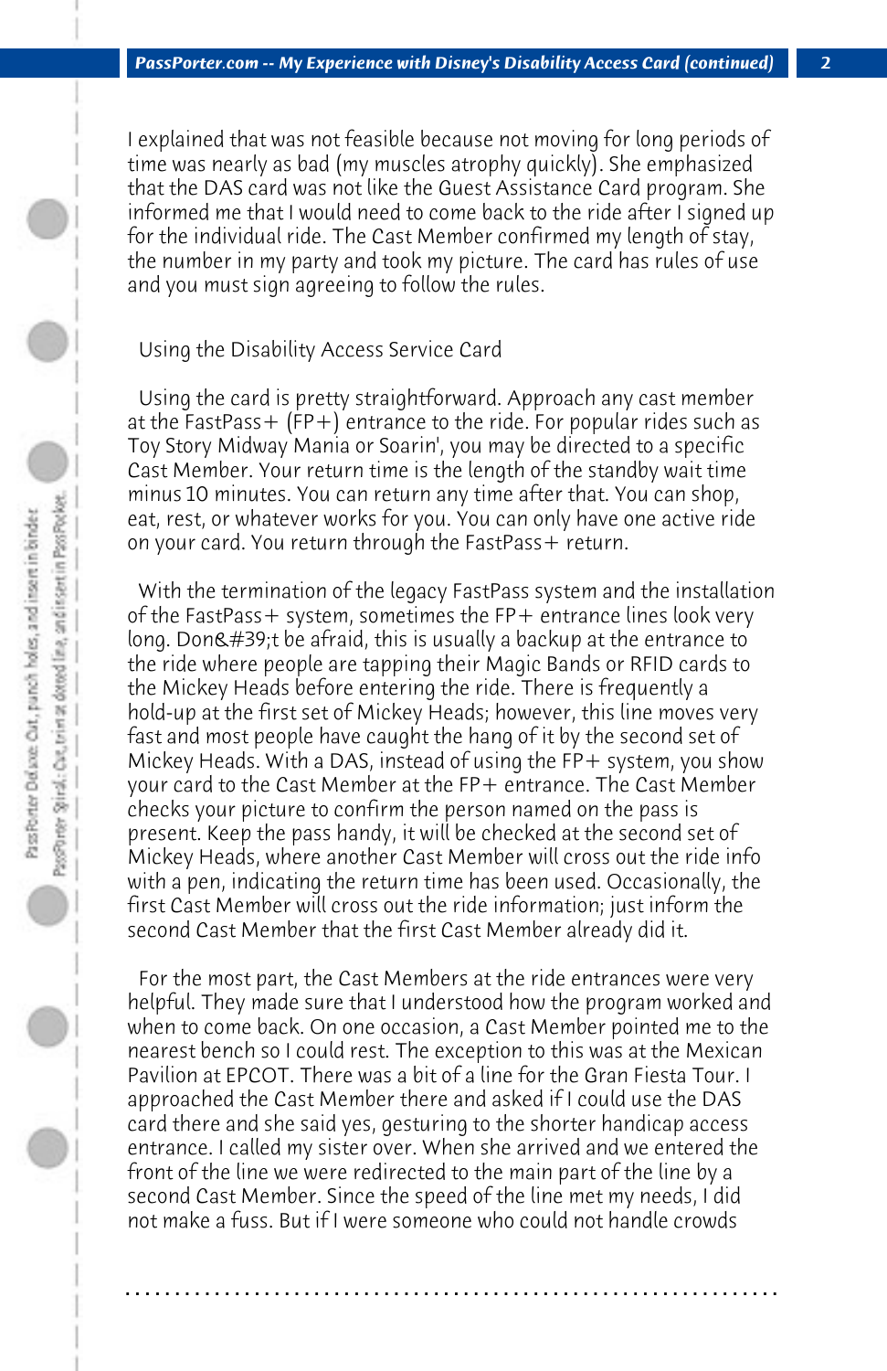I explained that was not feasible because not moving for long periods of time was nearly as bad (my muscles atrophy quickly). She emphasized that the DAS card was not like the Guest Assistance Card program. She informed me that I would need to come back to the ride after I signed up for the individual ride. The Cast Member confirmed my length of stay, the number in my party and took my picture. The card has rules of use and you must sign agreeing to follow the rules.

## Using the Disability Access Service Card

Using the card is pretty straightforward. Approach any cast member at the FastPass+ (FP+) entrance to the ride. For popular rides such as Toy Story Midway Mania or Soarin', you may be directed to a specific Cast Member. Your return time is the length of the standby wait time minus 10 minutes. You can return any time after that. You can shop, eat, rest, or whatever works for you. You can only have one active ride on your card. You return through the FastPass+ return.

With the termination of the legacy FastPass system and the installation of the FastPass+ system, sometimes the FP+ entrance lines look very long. Don&#39;t be afraid, this is usually a backup at the entrance to the ride where people are tapping their Magic Bands or RFID cards to the Mickey Heads before entering the ride. There is frequently a hold-up at the first set of Mickey Heads; however, this line moves very fast and most people have caught the hang of it by the second set of Mickey Heads. With a DAS, instead of using the FP+ system, you show your card to the Cast Member at the FP+ entrance. The Cast Member checks your picture to confirm the person named on the pass is present. Keep the pass handy, it will be checked at the second set of Mickey Heads, where another Cast Member will cross out the ride info with a pen, indicating the return time has been used. Occasionally, the first Cast Member will cross out the ride information; just inform the second Cast Member that the first Cast Member already did it.

For the most part, the Cast Members at the ride entrances were very helpful. They made sure that I understood how the program worked and when to come back. On one occasion, a Cast Member pointed me to the nearest bench so I could rest. The exception to this was at the Mexican Pavilion at EPCOT. There was a bit of a line for the Gran Fiesta Tour. I approached the Cast Member there and asked if I could use the DAS card there and she said yes, gesturing to the shorter handicap access entrance. I called my sister over. When she arrived and we entered the front of the line we were redirected to the main part of the line by a second Cast Member. Since the speed of the line met my needs, I did not make a fuss. But if I were someone who could not handle crowds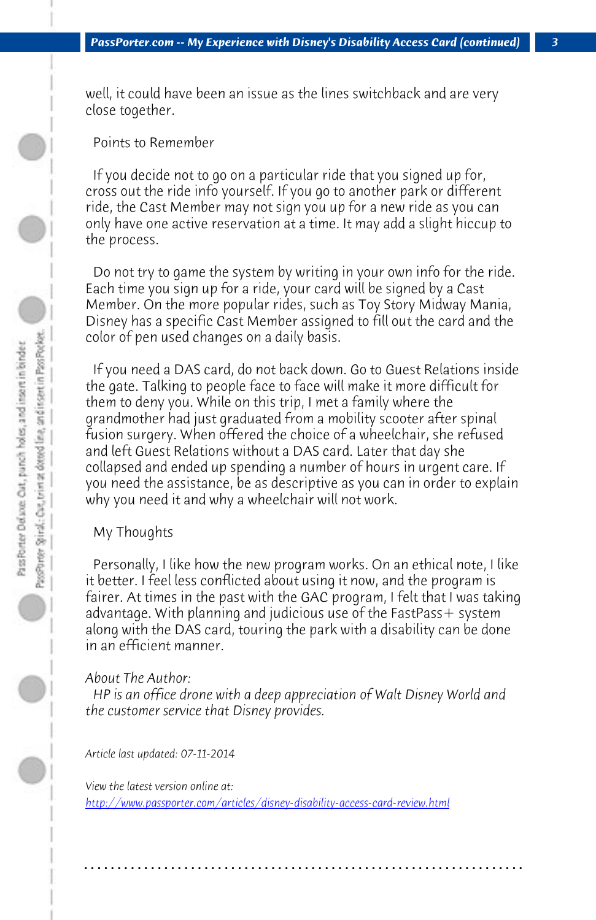well, it could have been an issue as the lines switchback and are very close together.

## Points to Remember

If you decide not to go on a particular ride that you signed up for, cross out the ride info yourself. If you go to another park or different ride, the Cast Member may not sign you up for a new ride as you can only have one active reservation at a time. It may add a slight hiccup to the process.

Do not try to game the system by writing in your own info for the ride. Each time you sign up for a ride, your card will be signed by a Cast Member. On the more popular rides, such as Toy Story Midway Mania, Disney has a specific Cast Member assigned to fill out the card and the color of pen used changes on a daily basis.

If you need a DAS card, do not back down. Go to Guest Relations inside the gate. Talking to people face to face will make it more difficult for them to deny you. While on this trip, I met a family where the grandmother had just graduated from a mobility scooter after spinal fusion surgery. When offered the choice of a wheelchair, she refused and left Guest Relations without a DAS card. Later that day she collapsed and ended up spending a number of hours in urgent care. If you need the assistance, be as descriptive as you can in order to explain why you need it and why a wheelchair will not work.

## My Thoughts

Personally, I like how the new program works. On an ethical note, I like it better. I feel less conflicted about using it now, and the program is fairer. At times in the past with the GAC program, I felt that I was taking advantage. With planning and judicious use of the FastPass+ system along with the DAS card, touring the park with a disability can be done in an efficient manner.

*About The Author:*
*HP is an office drone with a deep appreciation of Walt Disney World and the customer service that Disney provides.*

*Article last updated: 07-11-2014*

*View the latest version online at:*
[http://www.passporter.com/articles/disney-disability-access-card-review.html](http://www.passporter.com/articles/disney-disability-access-card-review.html)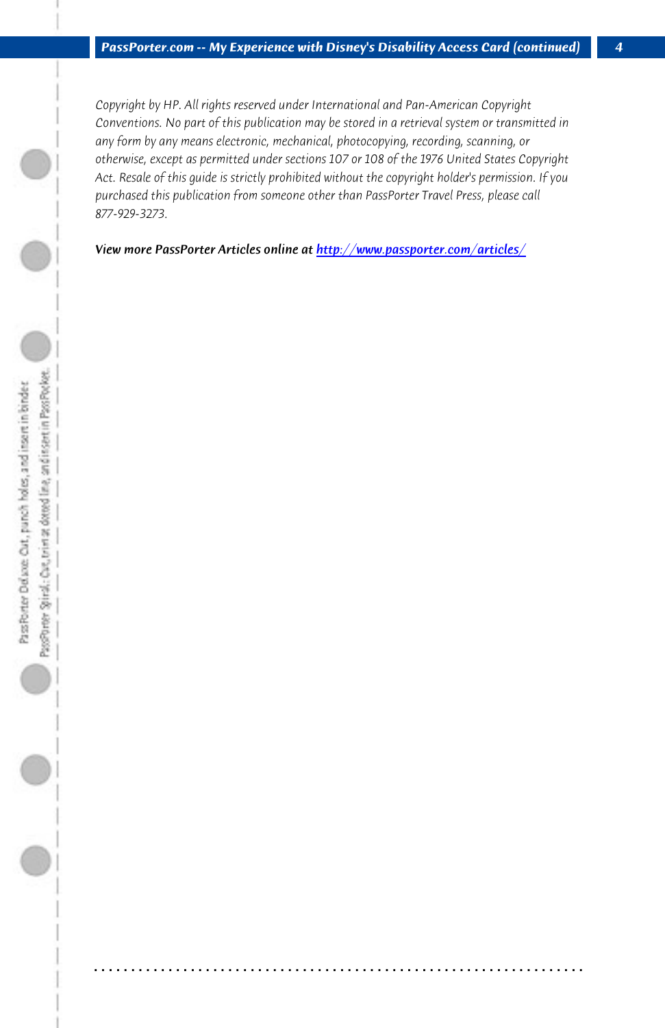*Copyright by HP. All rights reserved under International and Pan-American Copyright Conventions. No part of this publication may be stored in a retrieval system or transmitted in any form by any means electronic, mechanical, photocopying, recording, scanning, or otherwise, except as permitted under sections 107 or 108 of the 1976 United States Copyright Act. Resale of this guide is strictly prohibited without the copyright holder's permission. If you purchased this publication from someone other than PassPorter Travel Press, please call 877-929-3273.*

***View more PassPorter Articles online at [http://www.passporter.com/articles/](http://www.passporter.com/articles/)***